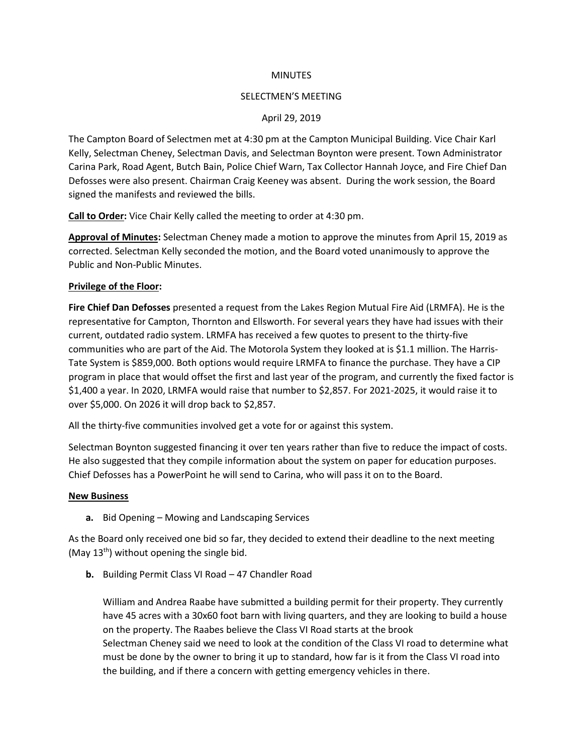MINUTES

SELECTMEN'S MEETING

April 29, 2019

The Campton Board of Selectmen met at 4:30 pm at the Campton Municipal Building. Vice Chair Karl Kelly, Selectman Cheney, Selectman Davis, and Selectman Boynton were present. Town Administrator Carina Park, Road Agent, Butch Bain, Police Chief Warn, Tax Collector Hannah Joyce, and Fire Chief Dan Defosses were also present. Chairman Craig Keeney was absent. During the work session, the Board signed the manifests and reviewed the bills.

**Call to Order:** Vice Chair Kelly called the meeting to order at 4:30 pm.

**Approval of Minutes:** Selectman Cheney made a motion to approve the minutes from April 15, 2019 as corrected. Selectman Kelly seconded the motion, and the Board voted unanimously to approve the Public and Non-Public Minutes.

**Privilege of the Floor:**

**Fire Chief Dan Defosses** presented a request from the Lakes Region Mutual Fire Aid (LRMFA). He is the representative for Campton, Thornton and Ellsworth. For several years they have had issues with their current, outdated radio system. LRMFA has received a few quotes to present to the thirty-five communities who are part of the Aid. The Motorola System they looked at is $1.1 million. The Harris-Tate System is $859,000. Both options would require LRMFA to finance the purchase. They have a CIP program in place that would offset the first and last year of the program, and currently the fixed factor is $1,400 a year. In 2020, LRMFA would raise that number to $2,857. For 2021-2025, it would raise it to over $5,000. On 2026 it will drop back to $2,857.

All the thirty-five communities involved get a vote for or against this system.

Selectman Boynton suggested financing it over ten years rather than five to reduce the impact of costs. He also suggested that they compile information about the system on paper for education purposes. Chief Defosses has a PowerPoint he will send to Carina, who will pass it on to the Board.

**New Business**

**a.** Bid Opening – Mowing and Landscaping Services

As the Board only received one bid so far, they decided to extend their deadline to the next meeting (May 13th) without opening the single bid.

**b.** Building Permit Class VI Road – 47 Chandler Road

William and Andrea Raabe have submitted a building permit for their property. They currently have 45 acres with a 30x60 foot barn with living quarters, and they are looking to build a house on the property. The Raabes believe the Class VI Road starts at the brook
Selectman Cheney said we need to look at the condition of the Class VI road to determine what must be done by the owner to bring it up to standard, how far is it from the Class VI road into the building, and if there a concern with getting emergency vehicles in there.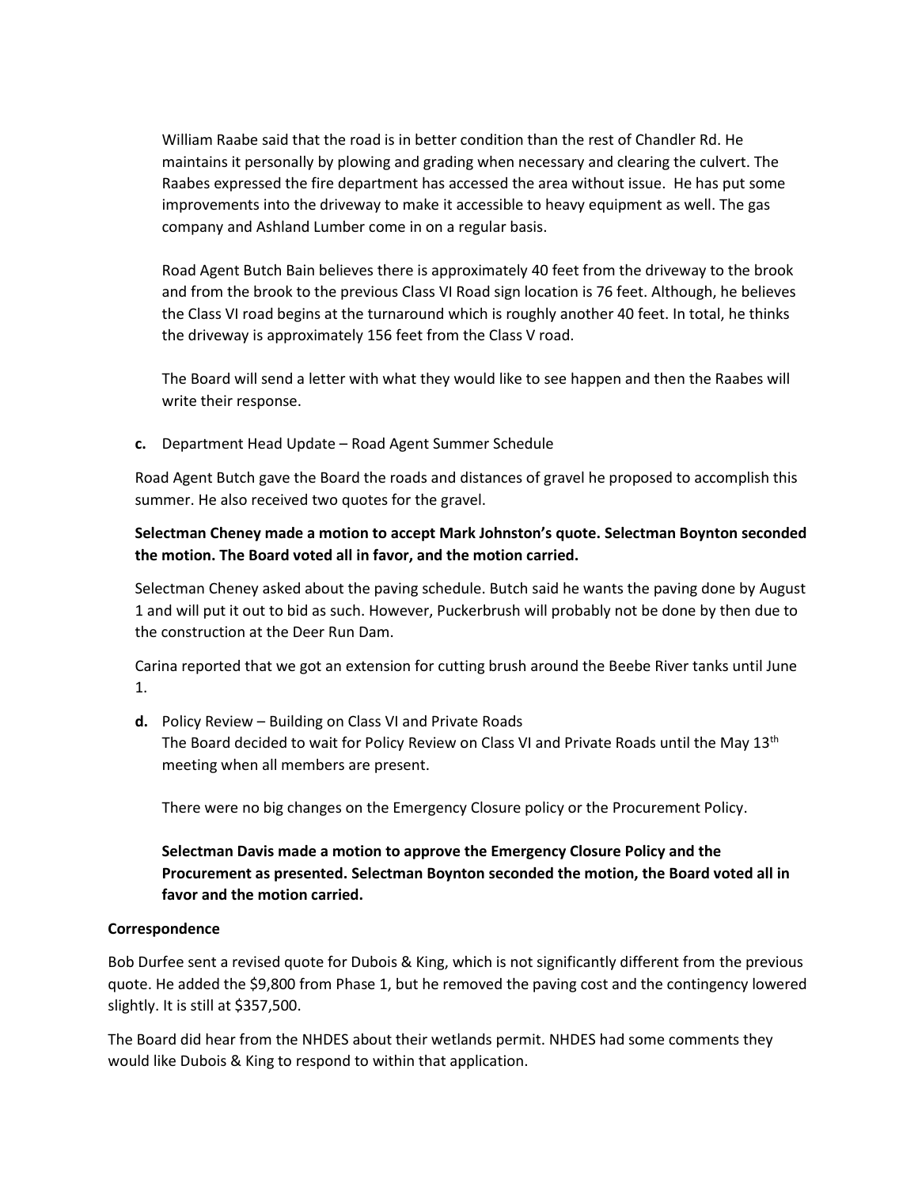William Raabe said that the road is in better condition than the rest of Chandler Rd. He maintains it personally by plowing and grading when necessary and clearing the culvert. The Raabes expressed the fire department has accessed the area without issue. He has put some improvements into the driveway to make it accessible to heavy equipment as well. The gas company and Ashland Lumber come in on a regular basis.

Road Agent Butch Bain believes there is approximately 40 feet from the driveway to the brook and from the brook to the previous Class VI Road sign location is 76 feet. Although, he believes the Class VI road begins at the turnaround which is roughly another 40 feet. In total, he thinks the driveway is approximately 156 feet from the Class V road.

The Board will send a letter with what they would like to see happen and then the Raabes will write their response.

**c.** Department Head Update – Road Agent Summer Schedule

Road Agent Butch gave the Board the roads and distances of gravel he proposed to accomplish this summer. He also received two quotes for the gravel.

**Selectman Cheney made a motion to accept Mark Johnston's quote. Selectman Boynton seconded the motion. The Board voted all in favor, and the motion carried.**

Selectman Cheney asked about the paving schedule. Butch said he wants the paving done by August 1 and will put it out to bid as such. However, Puckerbrush will probably not be done by then due to the construction at the Deer Run Dam.

Carina reported that we got an extension for cutting brush around the Beebe River tanks until June 1.

**d.** Policy Review – Building on Class VI and Private Roads

The Board decided to wait for Policy Review on Class VI and Private Roads until the May 13th meeting when all members are present.

There were no big changes on the Emergency Closure policy or the Procurement Policy.

**Selectman Davis made a motion to approve the Emergency Closure Policy and the Procurement as presented. Selectman Boynton seconded the motion, the Board voted all in favor and the motion carried.**

**Correspondence**

Bob Durfee sent a revised quote for Dubois & King, which is not significantly different from the previous quote. He added the $9,800 from Phase 1, but he removed the paving cost and the contingency lowered slightly. It is still at $357,500.

The Board did hear from the NHDES about their wetlands permit. NHDES had some comments they would like Dubois & King to respond to within that application.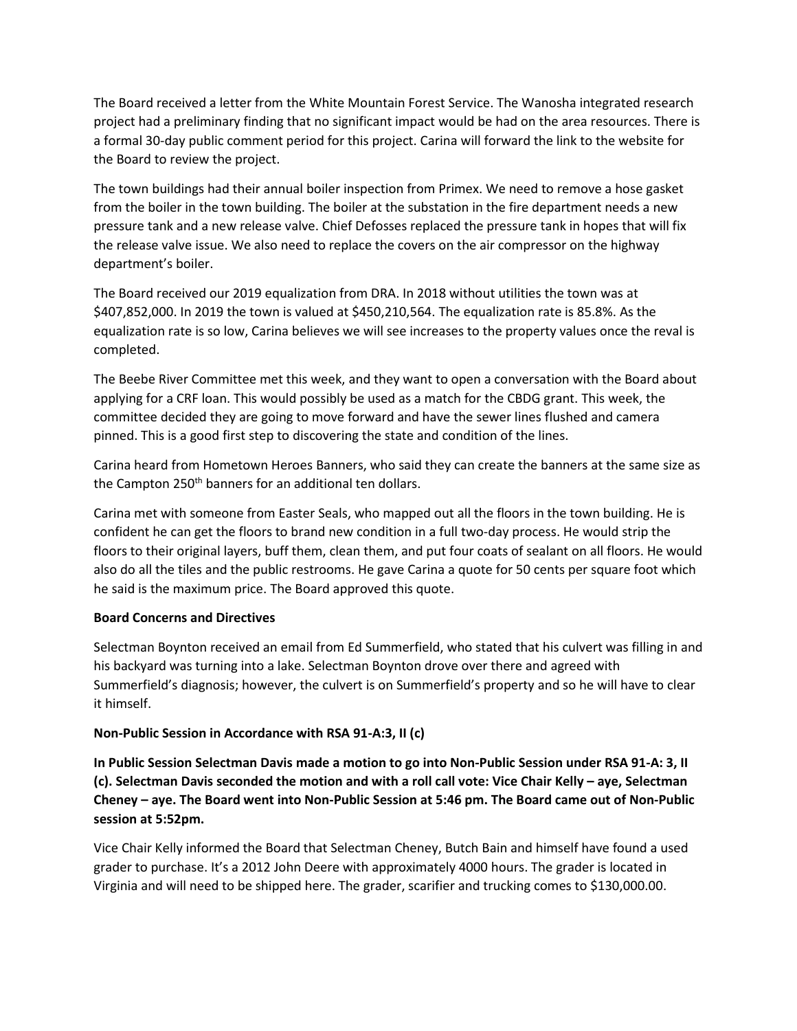The Board received a letter from the White Mountain Forest Service. The Wanosha integrated research project had a preliminary finding that no significant impact would be had on the area resources. There is a formal 30-day public comment period for this project. Carina will forward the link to the website for the Board to review the project.

The town buildings had their annual boiler inspection from Primex. We need to remove a hose gasket from the boiler in the town building. The boiler at the substation in the fire department needs a new pressure tank and a new release valve. Chief Defosses replaced the pressure tank in hopes that will fix the release valve issue. We also need to replace the covers on the air compressor on the highway department's boiler.

The Board received our 2019 equalization from DRA. In 2018 without utilities the town was at $407,852,000. In 2019 the town is valued at $450,210,564. The equalization rate is 85.8%. As the equalization rate is so low, Carina believes we will see increases to the property values once the reval is completed.

The Beebe River Committee met this week, and they want to open a conversation with the Board about applying for a CRF loan. This would possibly be used as a match for the CBDG grant. This week, the committee decided they are going to move forward and have the sewer lines flushed and camera pinned. This is a good first step to discovering the state and condition of the lines.

Carina heard from Hometown Heroes Banners, who said they can create the banners at the same size as the Campton 250th banners for an additional ten dollars.

Carina met with someone from Easter Seals, who mapped out all the floors in the town building. He is confident he can get the floors to brand new condition in a full two-day process. He would strip the floors to their original layers, buff them, clean them, and put four coats of sealant on all floors. He would also do all the tiles and the public restrooms. He gave Carina a quote for 50 cents per square foot which he said is the maximum price. The Board approved this quote.

**Board Concerns and Directives**

Selectman Boynton received an email from Ed Summerfield, who stated that his culvert was filling in and his backyard was turning into a lake. Selectman Boynton drove over there and agreed with Summerfield's diagnosis; however, the culvert is on Summerfield's property and so he will have to clear it himself.

**Non-Public Session in Accordance with RSA 91-A:3, II (c)**

**In Public Session Selectman Davis made a motion to go into Non-Public Session under RSA 91-A: 3, II (c). Selectman Davis seconded the motion and with a roll call vote: Vice Chair Kelly – aye, Selectman Cheney – aye. The Board went into Non-Public Session at 5:46 pm. The Board came out of Non-Public session at 5:52pm.**

Vice Chair Kelly informed the Board that Selectman Cheney, Butch Bain and himself have found a used grader to purchase. It's a 2012 John Deere with approximately 4000 hours. The grader is located in Virginia and will need to be shipped here. The grader, scarifier and trucking comes to $130,000.00.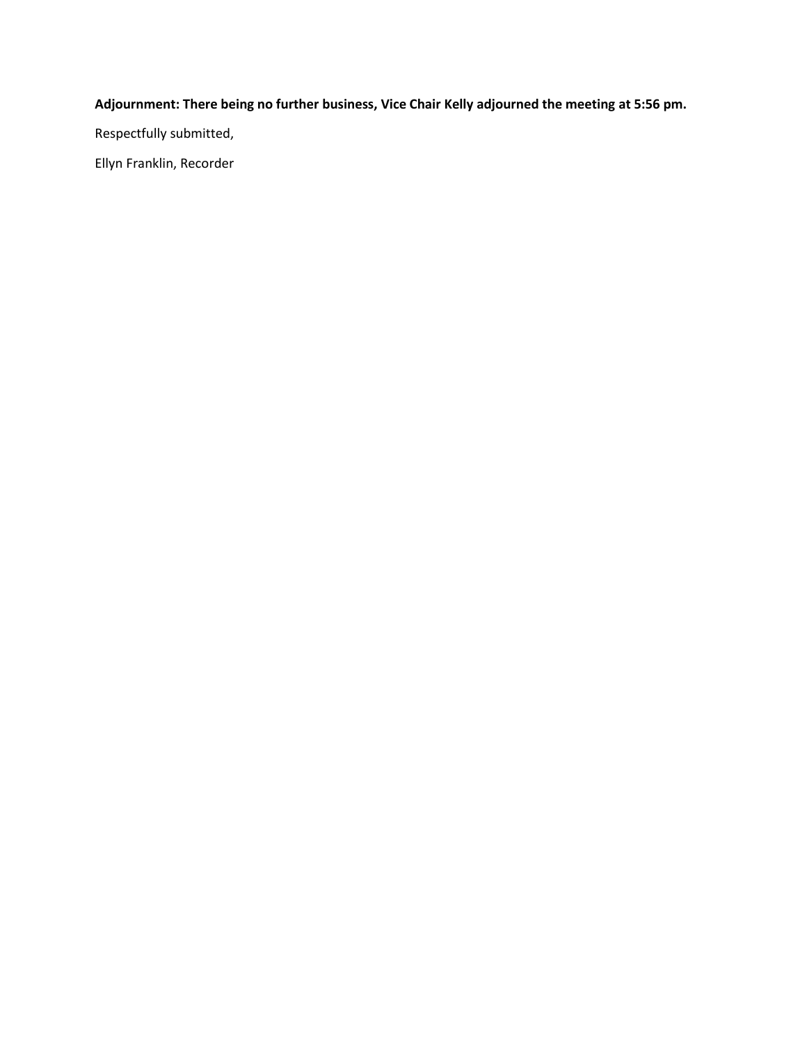**Adjournment: There being no further business, Vice Chair Kelly adjourned the meeting at 5:56 pm.**

Respectfully submitted,

Ellyn Franklin, Recorder